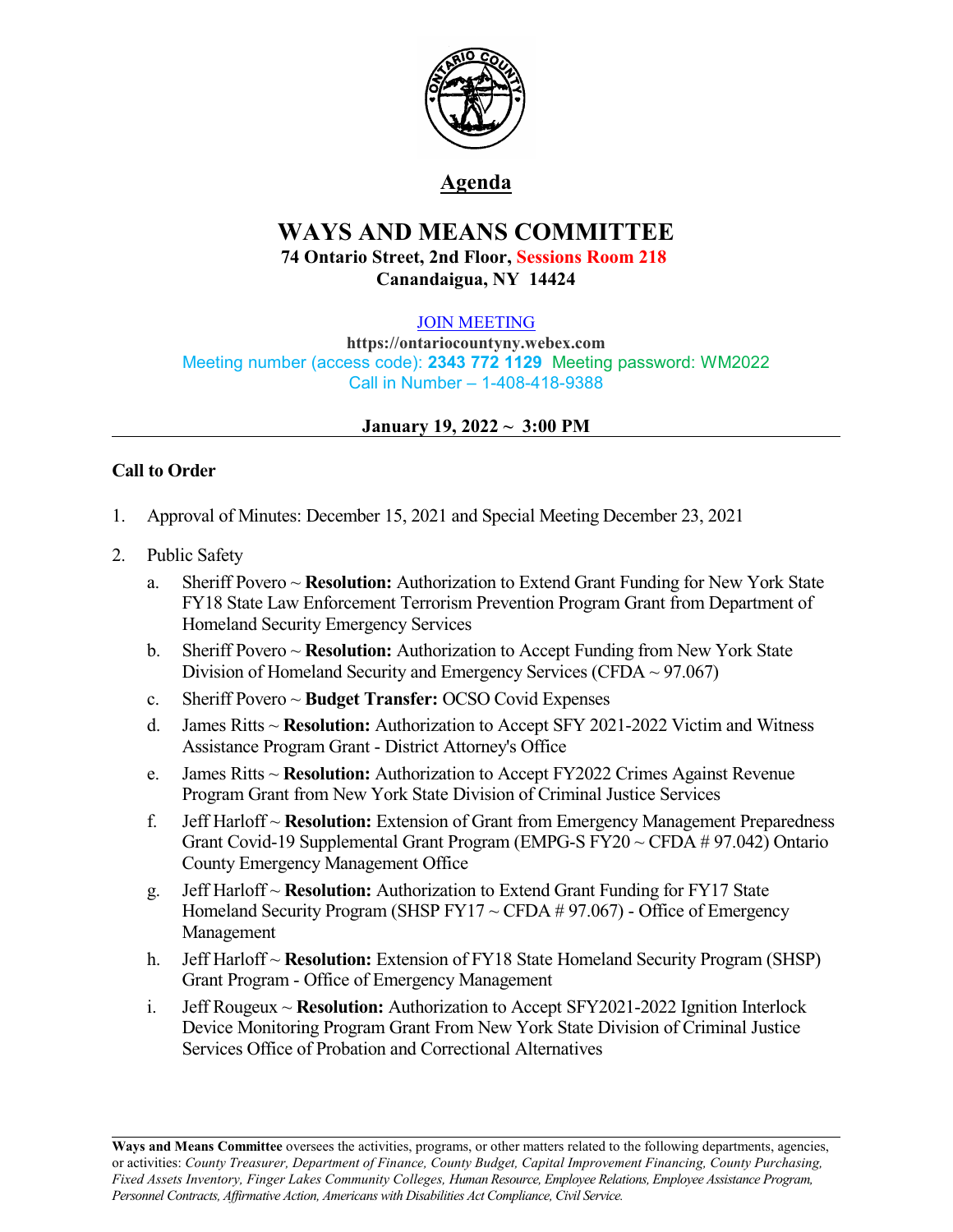# Agenda

## WAYS AND MEANS COMMITTEE

**74 Ontario Street, 2nd Floor, Sessions Room 218**
**Canandaigua, NY 14424**

JOIN MEETING
**https://ontariocountyny.webex.com**
Meeting number (access code): **2343 772 1129** Meeting password: WM2022
Call in Number – 1-408-418-9388

**January 19, 2022 ~ 3:00 PM**

---

**Call to Order**

1. Approval of Minutes: December 15, 2021 and Special Meeting December 23, 2021
2. Public Safety
   a. Sheriff Povero ~ **Resolution:** Authorization to Extend Grant Funding for New York State FY18 State Law Enforcement Terrorism Prevention Program Grant from Department of Homeland Security Emergency Services
   b. Sheriff Povero ~ **Resolution:** Authorization to Accept Funding from New York State Division of Homeland Security and Emergency Services (CFDA ~ 97.067)
   c. Sheriff Povero ~ **Budget Transfer:** OCSO Covid Expenses
   d. James Ritts ~ **Resolution:** Authorization to Accept SFY 2021-2022 Victim and Witness Assistance Program Grant - District Attorney's Office
   e. James Ritts ~ **Resolution:** Authorization to Accept FY2022 Crimes Against Revenue Program Grant from New York State Division of Criminal Justice Services
   f. Jeff Harloff ~ **Resolution:** Extension of Grant from Emergency Management Preparedness Grant Covid-19 Supplemental Grant Program (EMPG-S FY20 ~ CFDA # 97.042) Ontario County Emergency Management Office
   g. Jeff Harloff ~ **Resolution:** Authorization to Extend Grant Funding for FY17 State Homeland Security Program (SHSP FY17 ~ CFDA # 97.067) - Office of Emergency Management
   h. Jeff Harloff ~ **Resolution:** Extension of FY18 State Homeland Security Program (SHSP) Grant Program - Office of Emergency Management
   i. Jeff Rougeux ~ **Resolution:** Authorization to Accept SFY2021-2022 Ignition Interlock Device Monitoring Program Grant From New York State Division of Criminal Justice Services Office of Probation and Correctional Alternatives

---

**Ways and Means Committee** oversees the activities, programs, or other matters related to the following departments, agencies, or activities: *County Treasurer, Department of Finance, County Budget, Capital Improvement Financing, County Purchasing, Fixed Assets Inventory, Finger Lakes Community Colleges, Human Resource, Employee Relations, Employee Assistance Program, Personnel Contracts, Affirmative Action, Americans with Disabilities Act Compliance, Civil Service.*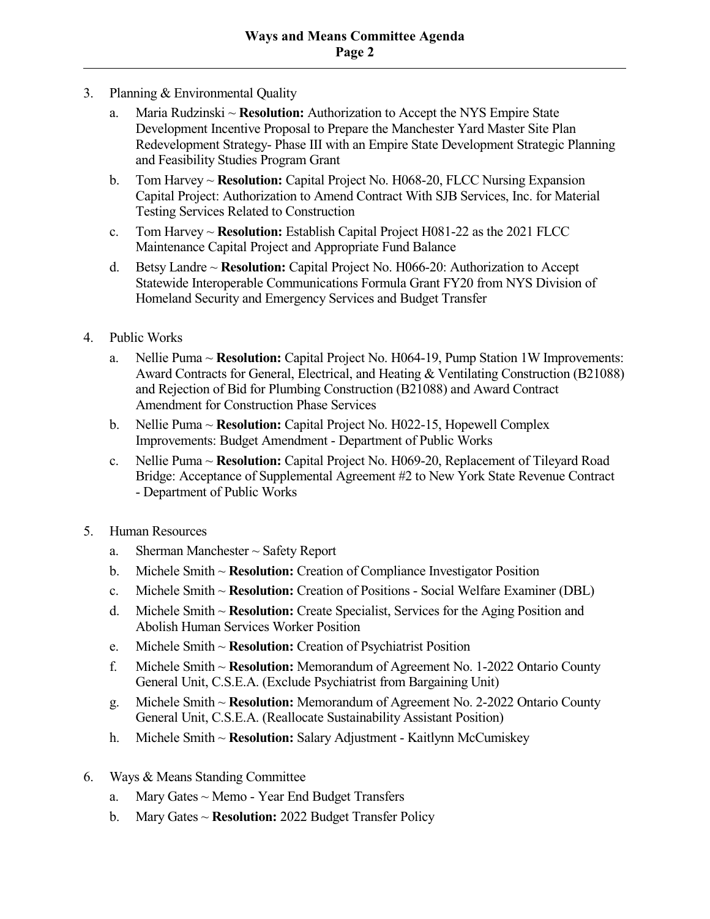3. Planning & Environmental Quality
   a. Maria Rudzinski ~ **Resolution:** Authorization to Accept the NYS Empire State Development Incentive Proposal to Prepare the Manchester Yard Master Site Plan Redevelopment Strategy- Phase III with an Empire State Development Strategic Planning and Feasibility Studies Program Grant
   b. Tom Harvey ~ **Resolution:** Capital Project No. H068-20, FLCC Nursing Expansion Capital Project: Authorization to Amend Contract With SJB Services, Inc. for Material Testing Services Related to Construction
   c. Tom Harvey ~ **Resolution:** Establish Capital Project H081-22 as the 2021 FLCC Maintenance Capital Project and Appropriate Fund Balance
   d. Betsy Landre ~ **Resolution:** Capital Project No. H066-20: Authorization to Accept Statewide Interoperable Communications Formula Grant FY20 from NYS Division of Homeland Security and Emergency Services and Budget Transfer

4. Public Works
   a. Nellie Puma ~ **Resolution:** Capital Project No. H064-19, Pump Station 1W Improvements: Award Contracts for General, Electrical, and Heating & Ventilating Construction (B21088) and Rejection of Bid for Plumbing Construction (B21088) and Award Contract Amendment for Construction Phase Services
   b. Nellie Puma ~ **Resolution:** Capital Project No. H022-15, Hopewell Complex Improvements: Budget Amendment - Department of Public Works
   c. Nellie Puma ~ **Resolution:** Capital Project No. H069-20, Replacement of Tileyard Road Bridge: Acceptance of Supplemental Agreement #2 to New York State Revenue Contract - Department of Public Works

5. Human Resources
   a. Sherman Manchester ~ Safety Report
   b. Michele Smith ~ **Resolution:** Creation of Compliance Investigator Position
   c. Michele Smith ~ **Resolution:** Creation of Positions - Social Welfare Examiner (DBL)
   d. Michele Smith ~ **Resolution:** Create Specialist, Services for the Aging Position and Abolish Human Services Worker Position
   e. Michele Smith ~ **Resolution:** Creation of Psychiatrist Position
   f. Michele Smith ~ **Resolution:** Memorandum of Agreement No. 1-2022 Ontario County General Unit, C.S.E.A. (Exclude Psychiatrist from Bargaining Unit)
   g. Michele Smith ~ **Resolution:** Memorandum of Agreement No. 2-2022 Ontario County General Unit, C.S.E.A. (Reallocate Sustainability Assistant Position)
   h. Michele Smith ~ **Resolution:** Salary Adjustment - Kaitlynn McCumiskey

6. Ways & Means Standing Committee
   a. Mary Gates ~ Memo - Year End Budget Transfers
   b. Mary Gates ~ **Resolution:** 2022 Budget Transfer Policy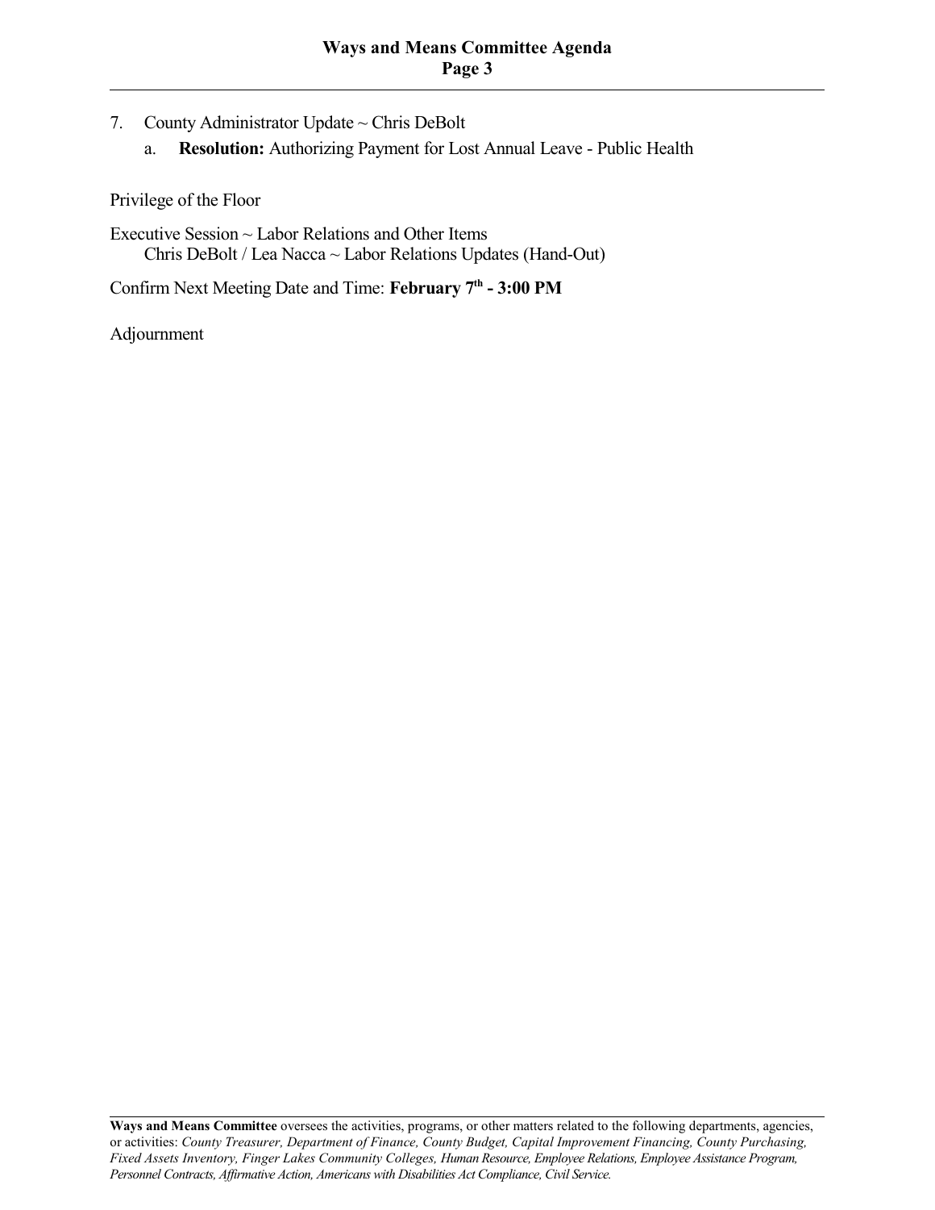7. County Administrator Update ~ Chris DeBolt
   a. **Resolution:** Authorizing Payment for Lost Annual Leave - Public Health

Privilege of the Floor

Executive Session ~ Labor Relations and Other Items
Chris DeBolt / Lea Nacca ~ Labor Relations Updates (Hand-Out)

Confirm Next Meeting Date and Time: **February 7th - 3:00 PM**

Adjournment

**Ways and Means Committee** oversees the activities, programs, or other matters related to the following departments, agencies, or activities: *County Treasurer, Department of Finance, County Budget, Capital Improvement Financing, County Purchasing, Fixed Assets Inventory, Finger Lakes Community Colleges, Human Resource, Employee Relations, Employee Assistance Program, Personnel Contracts, Affirmative Action, Americans with Disabilities Act Compliance, Civil Service.*